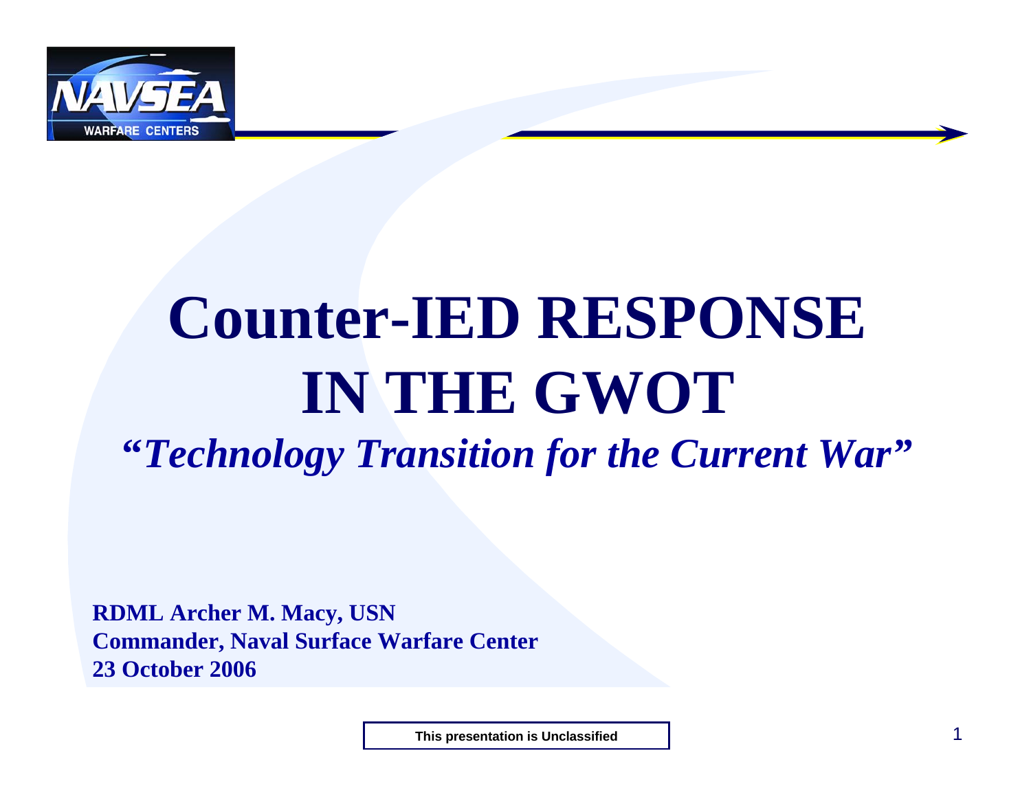# Counter-IED RESPONSE IN THE GWOT

## *"Technology Transition for the Current War"*

**RDML Archer M. Macy, USN**
**Commander, Naval Surface Warfare Center**
**23 October 2006**

**This presentation is Unclassified**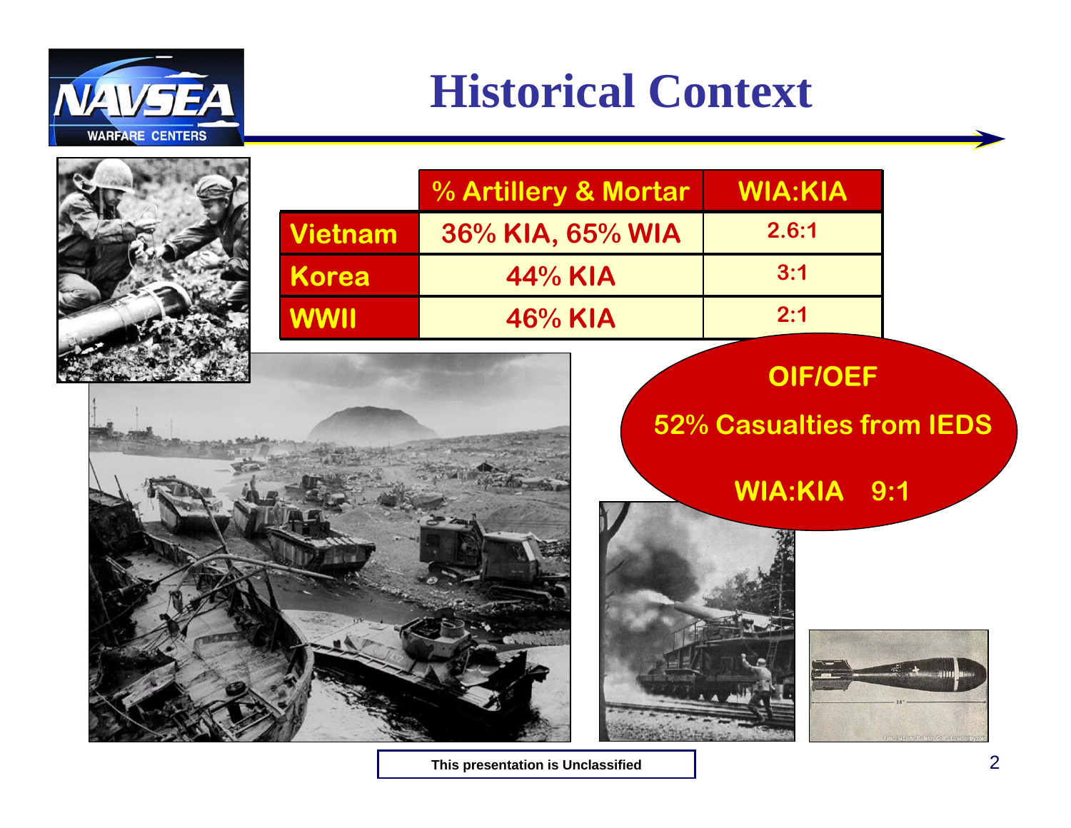# Historical Context

| | % Artillery & Mortar | WIA:KIA |
|---|---|---|
| Vietnam | 36% KIA, 65% WIA | 2.6:1 |
| Korea | 44% KIA | 3:1 |
| WWII | 46% KIA | 2:1 |

**OIF/OEF**

**52% Casualties from IEDS**

**WIA:KIA 9:1**

This presentation is Unclassified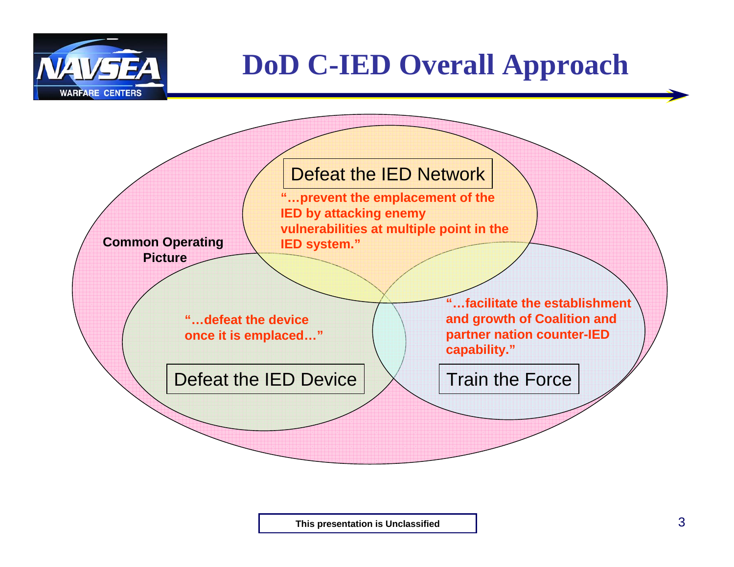# DoD C-IED Overall Approach

**Common Operating Picture**

**Defeat the IED Network**

**"…prevent the emplacement of the IED by attacking enemy vulnerabilities at multiple point in the IED system."**

**Defeat the IED Device**

**"…defeat the device once it is emplaced…"**

**Train the Force**

**"…facilitate the establishment and growth of Coalition and partner nation counter-IED capability."**

**This presentation is Unclassified**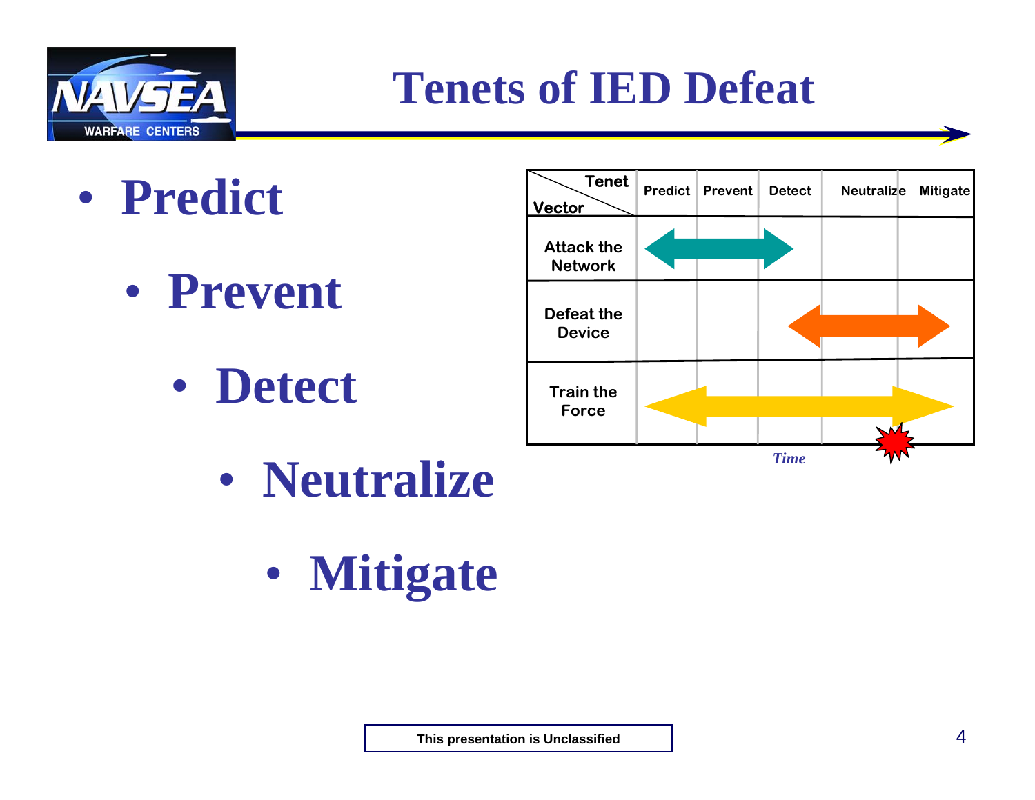# Tenets of IED Defeat

- **Predict**
- **Prevent**
- **Detect**
- **Neutralize**
- **Mitigate**

| Vector \ Tenet | Predict | Prevent | Detect | Neutralize | Mitigate |
|---|---|---|---|---|---|
| Attack the Network | ◄ | ━ | ► | | |
| Defeat the Device | | | ◄ | ━ | ► |
| Train the Force | ◄ | ━ | ━ | ━ | ► |

*Time*

This presentation is Unclassified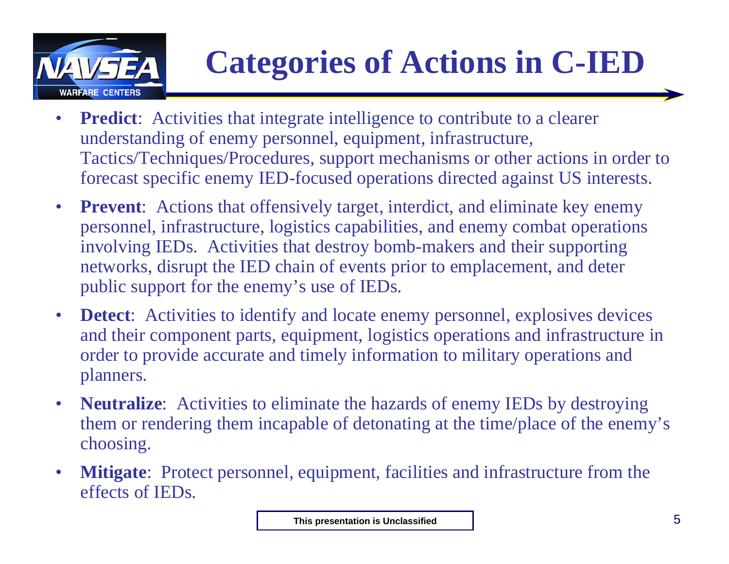# Categories of Actions in C-IED

- **Predict**: Activities that integrate intelligence to contribute to a clearer understanding of enemy personnel, equipment, infrastructure, Tactics/Techniques/Procedures, support mechanisms or other actions in order to forecast specific enemy IED-focused operations directed against US interests.
- **Prevent**: Actions that offensively target, interdict, and eliminate key enemy personnel, infrastructure, logistics capabilities, and enemy combat operations involving IEDs. Activities that destroy bomb-makers and their supporting networks, disrupt the IED chain of events prior to emplacement, and deter public support for the enemy's use of IEDs.
- **Detect**: Activities to identify and locate enemy personnel, explosives devices and their component parts, equipment, logistics operations and infrastructure in order to provide accurate and timely information to military operations and planners.
- **Neutralize**: Activities to eliminate the hazards of enemy IEDs by destroying them or rendering them incapable of detonating at the time/place of the enemy's choosing.
- **Mitigate**: Protect personnel, equipment, facilities and infrastructure from the effects of IEDs.

This presentation is Unclassified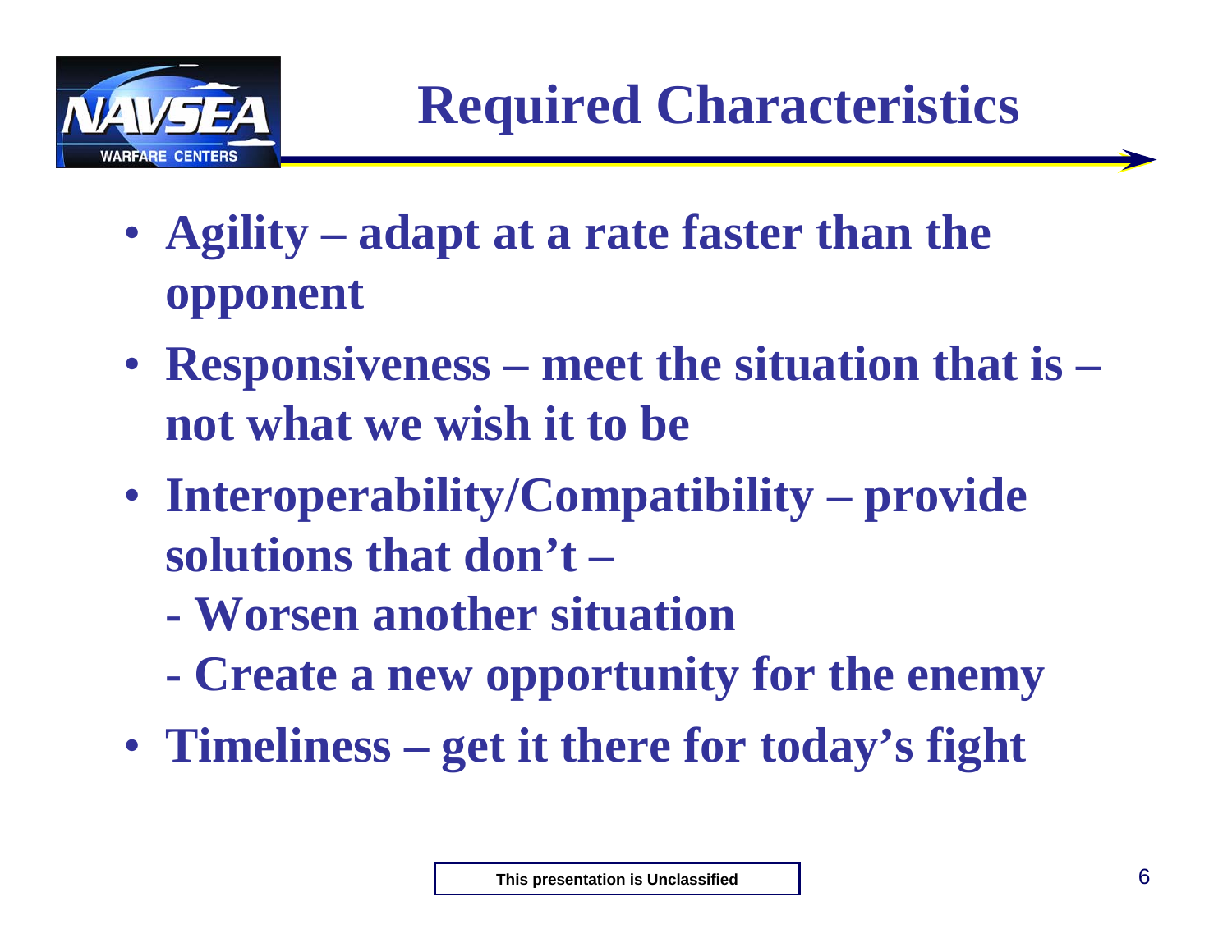# Required Characteristics

- **Agility – adapt at a rate faster than the opponent**
- **Responsiveness – meet the situation that is – not what we wish it to be**
- **Interoperability/Compatibility – provide solutions that don't –**
  - **Worsen another situation**
  - **Create a new opportunity for the enemy**
- **Timeliness – get it there for today's fight**

This presentation is Unclassified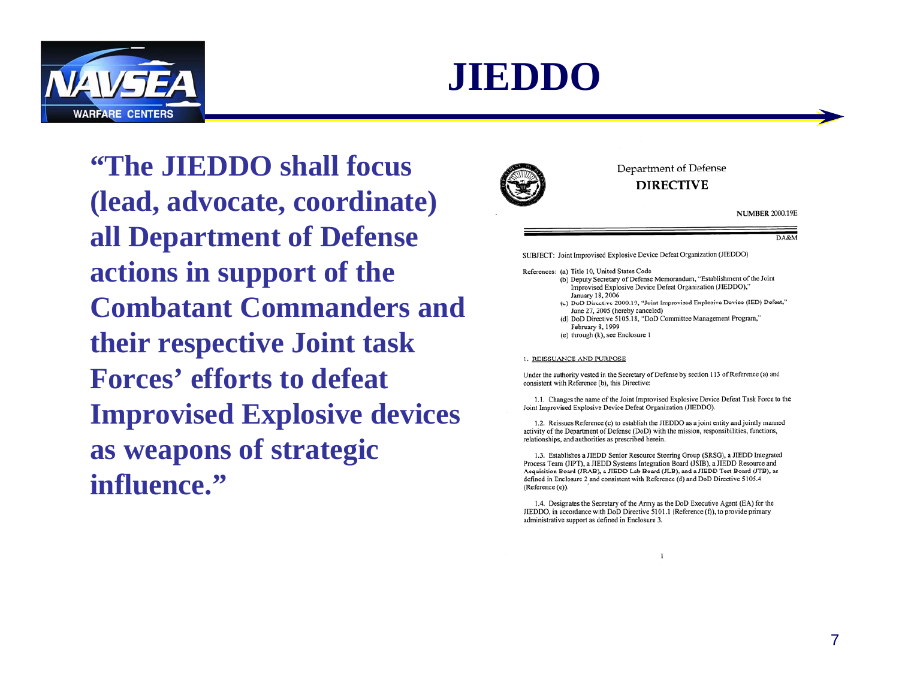# JIEDDO

**"The JIEDDO shall focus (lead, advocate, coordinate) all Department of Defense actions in support of the Combatant Commanders and their respective Joint task Forces' efforts to defeat Improvised Explosive devices as weapons of strategic influence."**

Department of Defense
**DIRECTIVE**

**NUMBER** 2000.19E

DA&M

SUBJECT: Joint Improvised Explosive Device Defeat Organization (JIEDDO)

References:
(a) Title 10, United States Code
(b) Deputy Secretary of Defense Memorandum, "Establishment of the Joint Improvised Explosive Device Defeat Organization (JIEDDO)," January 18, 2006
(c) DoD Directive 2000.19, "Joint Improvised Explosive Device (IED) Defeat," June 27, 2005 (hereby canceled)
(d) DoD Directive 5105.18, "DoD Committee Management Program," February 8, 1999
(e) through (k), see Enclosure 1

1. REISSUANCE AND PURPOSE

Under the authority vested in the Secretary of Defense by section 113 of Reference (a) and consistent with Reference (b), this Directive:

1.1. Changes the name of the Joint Improvised Explosive Device Defeat Task Force to the Joint Improvised Explosive Device Defeat Organization (JIEDDO).

1.2. Reissues Reference (c) to establish the JIEDDO as a joint entity and jointly manned activity of the Department of Defense (DoD) with the mission, responsibilities, functions, relationships, and authorities as prescribed herein.

1.3. Establishes a JIEDD Senior Resource Steering Group (SRSG), a JIEDD Integrated Process Team (JIPT), a JIEDD Systems Integration Board (JSIB), a JIEDD Resource and Acquisition Board (JRAB), a JIEDD Lab Board (JLB), and a JIEDD Test Board (JTB), as defined in Enclosure 2 and consistent with Reference (d) and DoD Directive 5105.4 (Reference (e)).

1.4. Designates the Secretary of the Army as the DoD Executive Agent (EA) for the JIEDDO, in accordance with DoD Directive 5101.1 (Reference (f)), to provide primary administrative support as defined in Enclosure 3.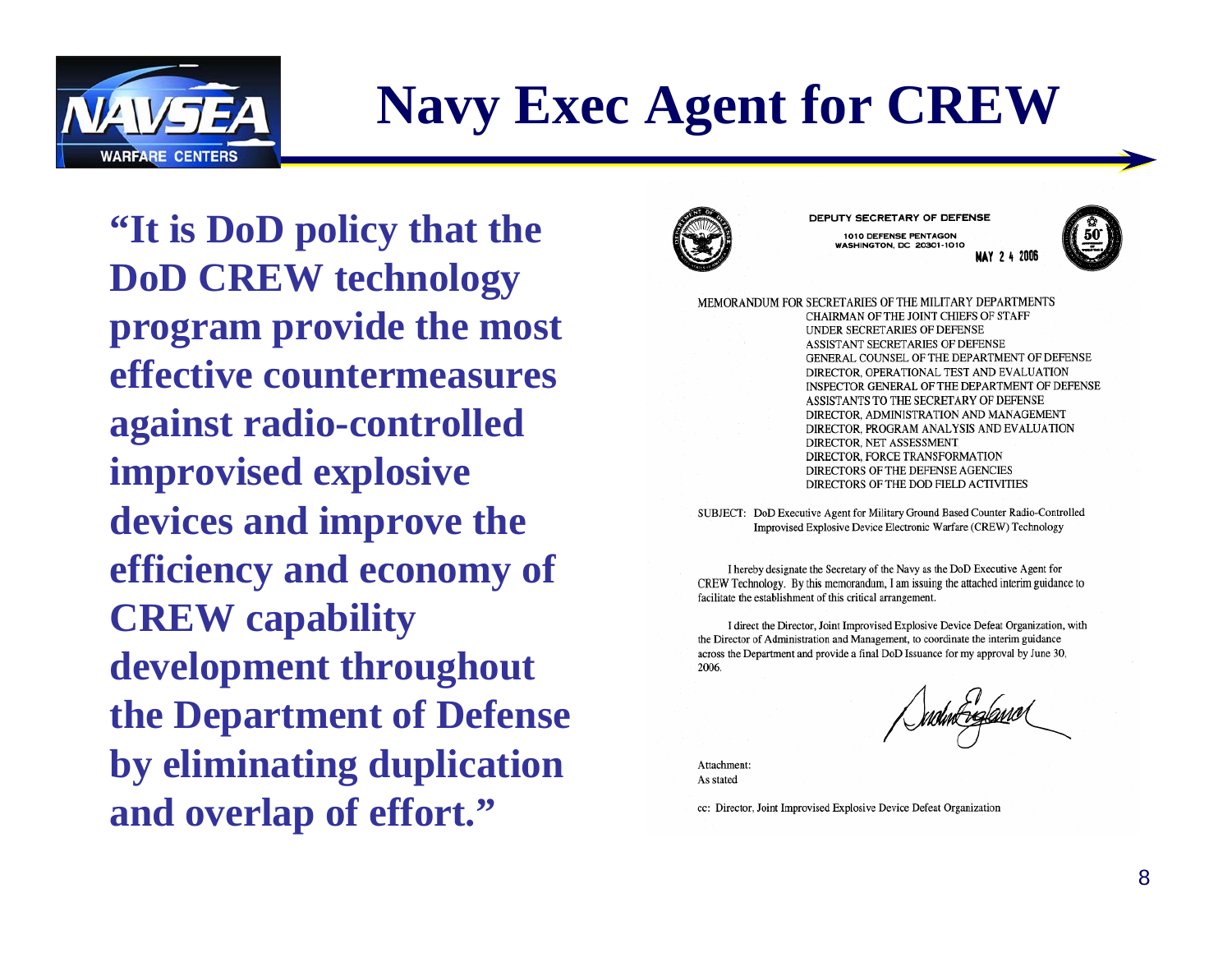# Navy Exec Agent for CREW

**"It is DoD policy that the DoD CREW technology program provide the most effective countermeasures against radio-controlled improvised explosive devices and improve the efficiency and economy of CREW capability development throughout the Department of Defense by eliminating duplication and overlap of effort."**

DEPUTY SECRETARY OF DEFENSE
1010 DEFENSE PENTAGON
WASHINGTON, DC 20301-1010

MAY 24 2006

MEMORANDUM FOR SECRETARIES OF THE MILITARY DEPARTMENTS
CHAIRMAN OF THE JOINT CHIEFS OF STAFF
UNDER SECRETARIES OF DEFENSE
ASSISTANT SECRETARIES OF DEFENSE
GENERAL COUNSEL OF THE DEPARTMENT OF DEFENSE
DIRECTOR, OPERATIONAL TEST AND EVALUATION
INSPECTOR GENERAL OF THE DEPARTMENT OF DEFENSE
ASSISTANTS TO THE SECRETARY OF DEFENSE
DIRECTOR, ADMINISTRATION AND MANAGEMENT
DIRECTOR, PROGRAM ANALYSIS AND EVALUATION
DIRECTOR, NET ASSESSMENT
DIRECTOR, FORCE TRANSFORMATION
DIRECTORS OF THE DEFENSE AGENCIES
DIRECTORS OF THE DOD FIELD ACTIVITIES

SUBJECT: DoD Executive Agent for Military Ground Based Counter Radio-Controlled Improvised Explosive Device Electronic Warfare (CREW) Technology

I hereby designate the Secretary of the Navy as the DoD Executive Agent for CREW Technology. By this memorandum, I am issuing the attached interim guidance to facilitate the establishment of this critical arrangement.

I direct the Director, Joint Improvised Explosive Device Defeat Organization, with the Director of Administration and Management, to coordinate the interim guidance across the Department and provide a final DoD Issuance for my approval by June 30, 2006.

Attachment:
As stated

cc: Director, Joint Improvised Explosive Device Defeat Organization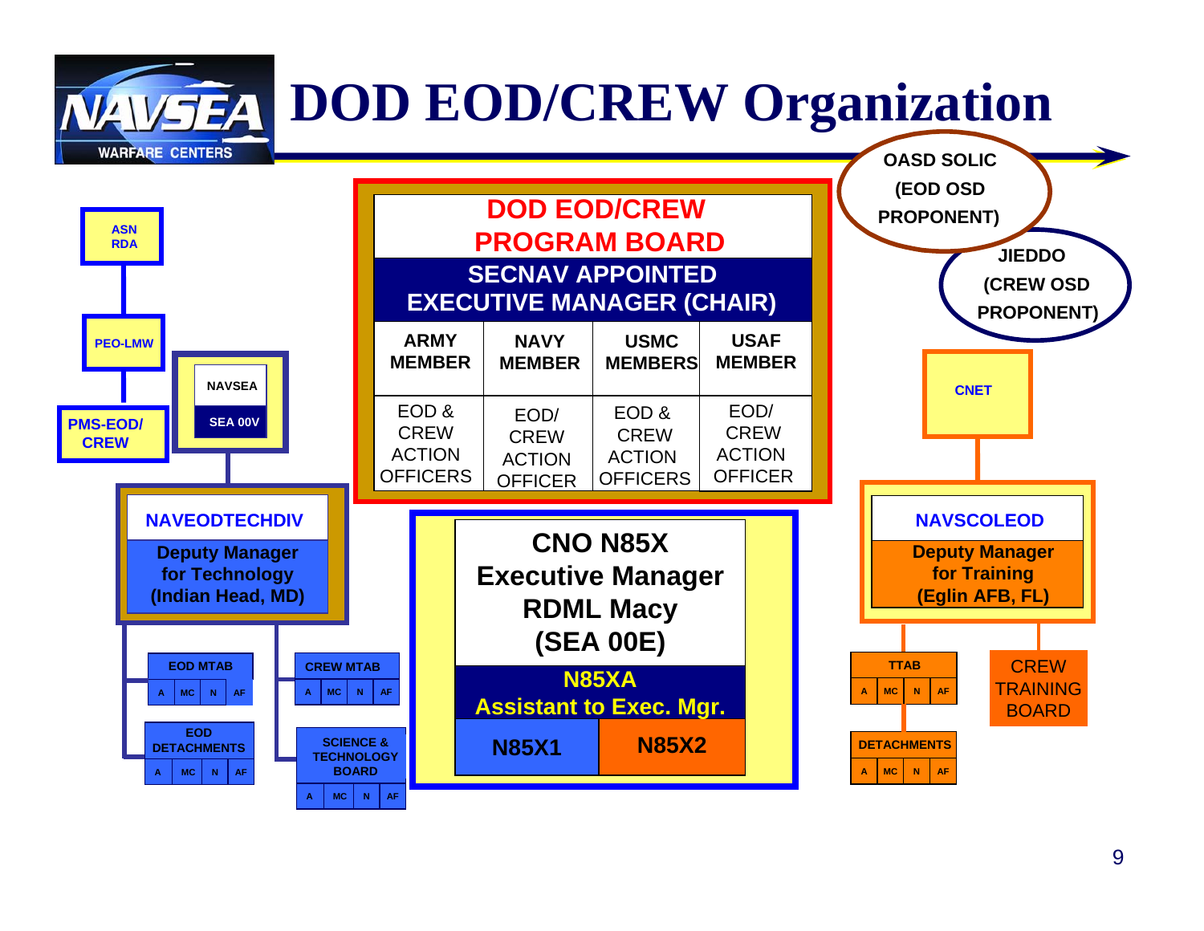# DOD EOD/CREW Organization

**OASD SOLIC (EOD OSD PROPONENT)**

**JIEDDO (CREW OSD PROPONENT)**

**ASN RDA**

**PEO-LMW**

**PMS-EOD/ CREW**

**NAVSEA SEA 00V**

## DOD EOD/CREW PROGRAM BOARD

**SECNAV APPOINTED EXECUTIVE MANAGER (CHAIR)**

| ARMY MEMBER | NAVY MEMBER | USMC MEMBERS | USAF MEMBER |
|---|---|---|---|
| EOD & CREW ACTION OFFICERS | EOD/ CREW ACTION OFFICER | EOD & CREW ACTION OFFICERS | EOD/ CREW ACTION OFFICER |

**CNET**

**NAVEODTECHDIV**
Deputy Manager for Technology (Indian Head, MD)

- EOD MTAB (A | MC | N | AF)
- EOD DETACHMENTS (A | MC | N | AF)
- CREW MTAB (A | MC | N | AF)
- SCIENCE & TECHNOLOGY BOARD (A | MC | N | AF)

**CNO N85X**
**Executive Manager**
**RDML Macy**
**(SEA 00E)**

N85XA
Assistant to Exec. Mgr.

| N85X1 | N85X2 |
|---|---|

**NAVSCOLEOD**
Deputy Manager for Training (Eglin AFB, FL)

- TTAB (A | MC | N | AF)
- DETACHMENTS (A | MC | N | AF)
- CREW TRAINING BOARD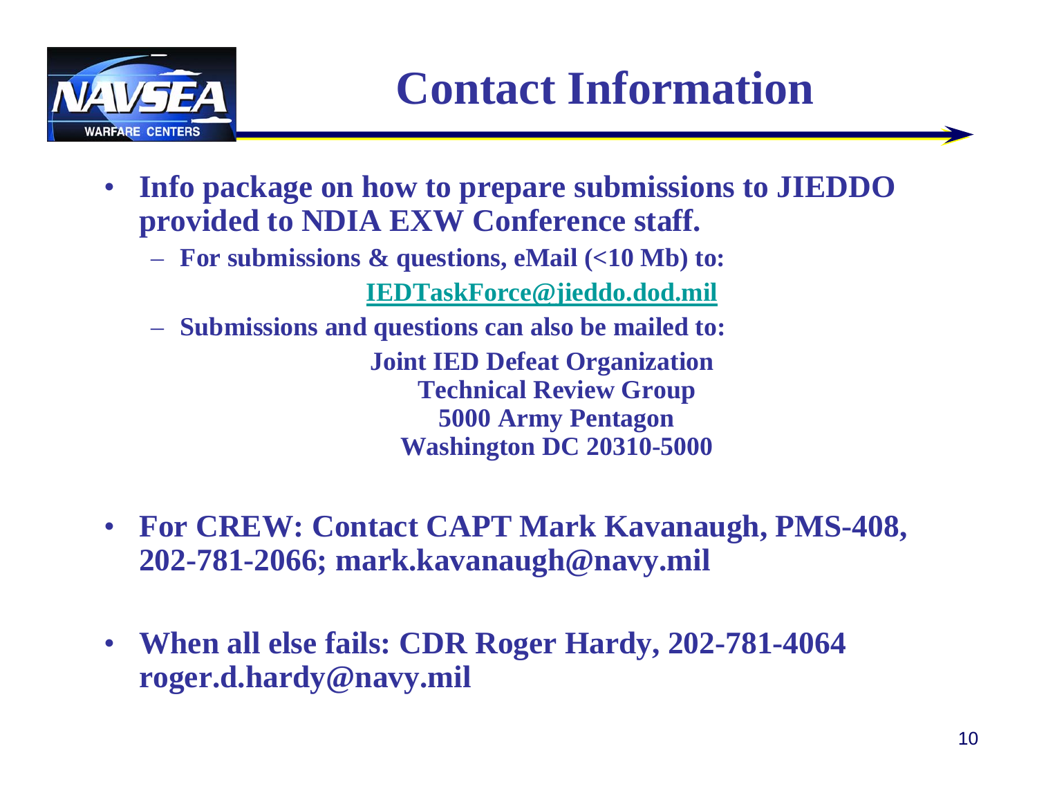# Contact Information

- **Info package on how to prepare submissions to JIEDDO provided to NDIA EXW Conference staff.**
  - **For submissions & questions, eMail (<10 Mb) to:**

    **IEDTaskForce@jieddo.dod.mil**
  - **Submissions and questions can also be mailed to:**

    **Joint IED Defeat Organization**
    **Technical Review Group**
    **5000 Army Pentagon**
    **Washington DC 20310-5000**

- **For CREW: Contact CAPT Mark Kavanaugh, PMS-408, 202-781-2066; mark.kavanaugh@navy.mil**

- **When all else fails: CDR Roger Hardy, 202-781-4064 roger.d.hardy@navy.mil**